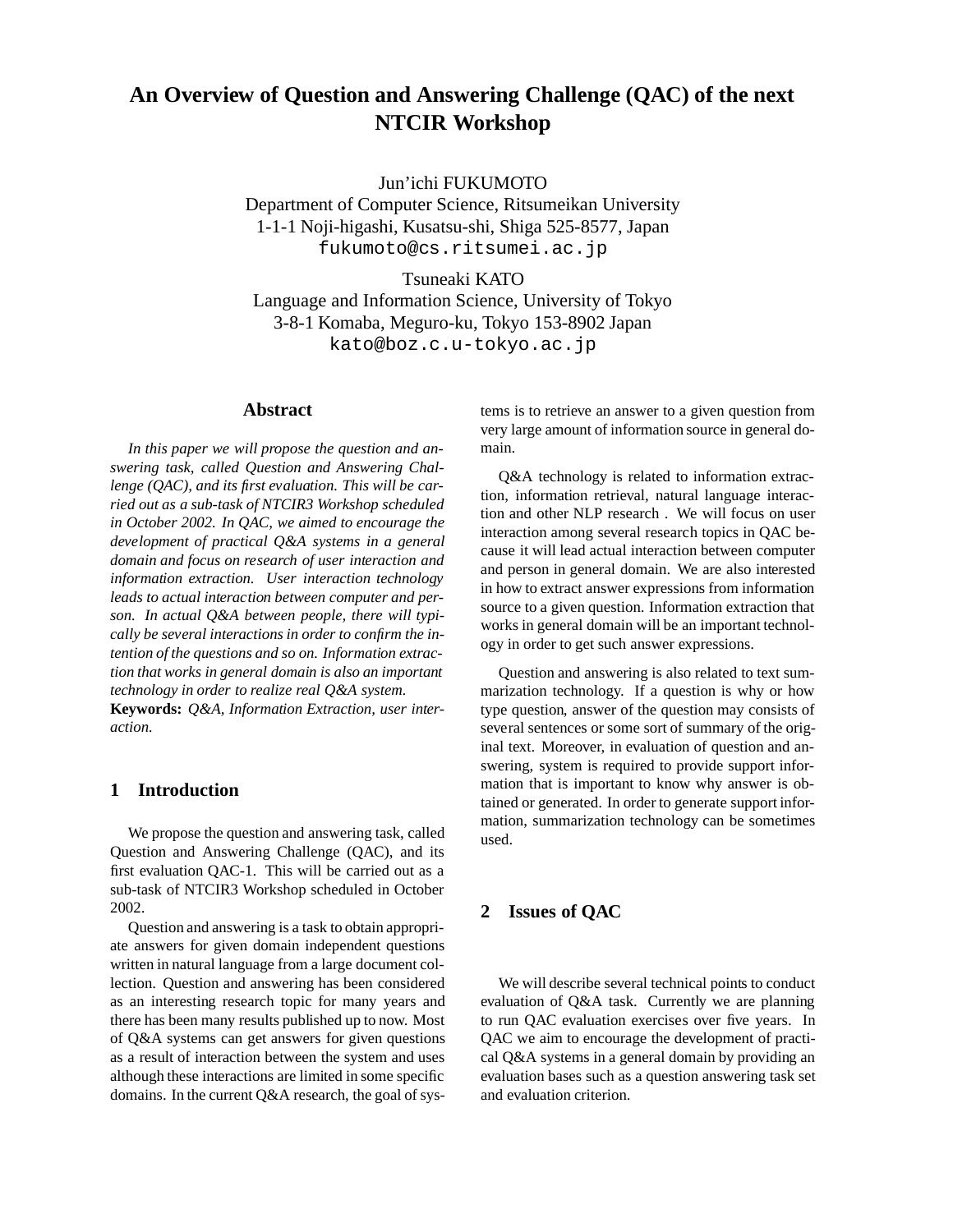# An Overview of Question and Answering Challenge (QAC) of the next NTCIR Workshop

Jun'ichi FUKUMOTO
Department of Computer Science, Ritsumeikan University
1-1-1 Noji-higashi, Kusatsu-shi, Shiga 525-8577, Japan
fukumoto@cs.ritsumei.ac.jp

Tsuneaki KATO
Language and Information Science, University of Tokyo
3-8-1 Komaba, Meguro-ku, Tokyo 153-8902 Japan
kato@boz.c.u-tokyo.ac.jp

## Abstract

*In this paper we will propose the question and answering task, called Question and Answering Challenge (QAC), and its first evaluation. This will be carried out as a sub-task of NTCIR3 Workshop scheduled in October 2002. In QAC, we aimed to encourage the development of practical Q&A systems in a general domain and focus on research of user interaction and information extraction. User interaction technology leads to actual interaction between computer and person. In actual Q&A between people, there will typically be several interactions in order to confirm the intention of the questions and so on. Information extraction that works in general domain is also an important technology in order to realize real Q&A system.*

**Keywords:** *Q&A, Information Extraction, user interaction.*

## 1 Introduction

We propose the question and answering task, called Question and Answering Challenge (QAC), and its first evaluation QAC-1. This will be carried out as a sub-task of NTCIR3 Workshop scheduled in October 2002.

Question and answering is a task to obtain appropriate answers for given domain independent questions written in natural language from a large document collection. Question and answering has been considered as an interesting research topic for many years and there has been many results published up to now. Most of Q&A systems can get answers for given questions as a result of interaction between the system and uses although these interactions are limited in some specific domains. In the current Q&A research, the goal of systems is to retrieve an answer to a given question from very large amount of information source in general domain.

Q&A technology is related to information extraction, information retrieval, natural language interaction and other NLP research . We will focus on user interaction among several research topics in QAC because it will lead actual interaction between computer and person in general domain. We are also interested in how to extract answer expressions from information source to a given question. Information extraction that works in general domain will be an important technology in order to get such answer expressions.

Question and answering is also related to text summarization technology. If a question is why or how type question, answer of the question may consists of several sentences or some sort of summary of the original text. Moreover, in evaluation of question and answering, system is required to provide support information that is important to know why answer is obtained or generated. In order to generate support information, summarization technology can be sometimes used.

## 2 Issues of QAC

We will describe several technical points to conduct evaluation of Q&A task. Currently we are planning to run QAC evaluation exercises over five years. In QAC we aim to encourage the development of practical Q&A systems in a general domain by providing an evaluation bases such as a question answering task set and evaluation criterion.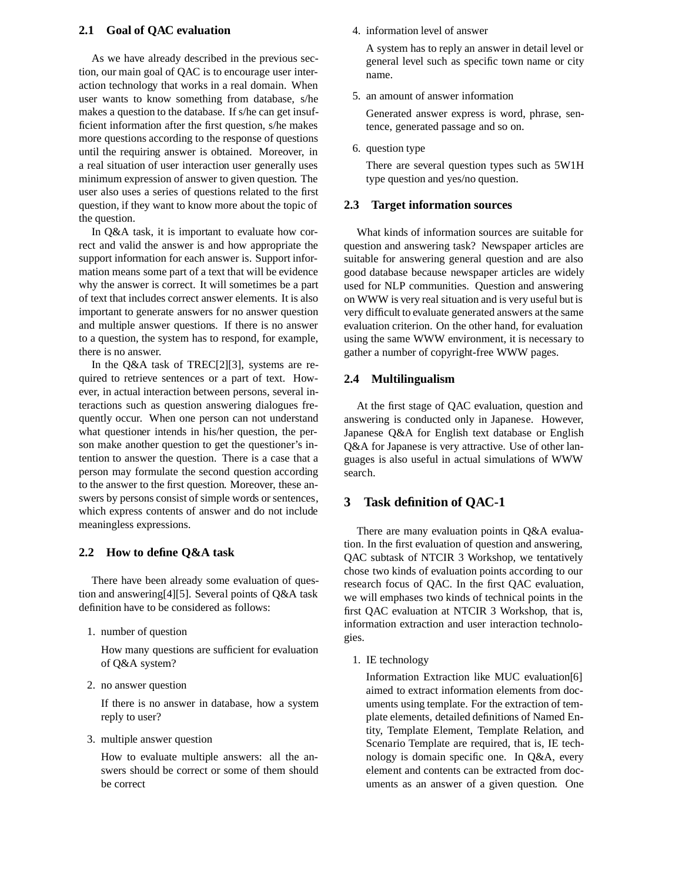### 2.1 Goal of QAC evaluation

As we have already described in the previous section, our main goal of QAC is to encourage user interaction technology that works in a real domain. When user wants to know something from database, s/he makes a question to the database. If s/he can get insufficient information after the first question, s/he makes more questions according to the response of questions until the requiring answer is obtained. Moreover, in a real situation of user interaction user generally uses minimum expression of answer to given question. The user also uses a series of questions related to the first question, if they want to know more about the topic of the question.

In Q&A task, it is important to evaluate how correct and valid the answer is and how appropriate the support information for each answer is. Support information means some part of a text that will be evidence why the answer is correct. It will sometimes be a part of text that includes correct answer elements. It is also important to generate answers for no answer question and multiple answer questions. If there is no answer to a question, the system has to respond, for example, there is no answer.

In the Q&A task of TREC[2][3], systems are required to retrieve sentences or a part of text. However, in actual interaction between persons, several interactions such as question answering dialogues frequently occur. When one person can not understand what questioner intends in his/her question, the person make another question to get the questioner's intention to answer the question. There is a case that a person may formulate the second question according to the answer to the first question. Moreover, these answers by persons consist of simple words or sentences, which express contents of answer and do not include meaningless expressions.

### 2.2 How to define Q&A task

There have been already some evaluation of question and answering[4][5]. Several points of Q&A task definition have to be considered as follows:

1. number of question

   How many questions are sufficient for evaluation of Q&A system?

2. no answer question

   If there is no answer in database, how a system reply to user?

3. multiple answer question

   How to evaluate multiple answers: all the answers should be correct or some of them should be correct

4. information level of answer

   A system has to reply an answer in detail level or general level such as specific town name or city name.

5. an amount of answer information

   Generated answer express is word, phrase, sentence, generated passage and so on.

6. question type

   There are several question types such as 5W1H type question and yes/no question.

### 2.3 Target information sources

What kinds of information sources are suitable for question and answering task? Newspaper articles are suitable for answering general question and are also good database because newspaper articles are widely used for NLP communities. Question and answering on WWW is very real situation and is very useful but is very difficult to evaluate generated answers at the same evaluation criterion. On the other hand, for evaluation using the same WWW environment, it is necessary to gather a number of copyright-free WWW pages.

### 2.4 Multilingualism

At the first stage of QAC evaluation, question and answering is conducted only in Japanese. However, Japanese Q&A for English text database or English Q&A for Japanese is very attractive. Use of other languages is also useful in actual simulations of WWW search.

## 3 Task definition of QAC-1

There are many evaluation points in Q&A evaluation. In the first evaluation of question and answering, QAC subtask of NTCIR 3 Workshop, we tentatively chose two kinds of evaluation points according to our research focus of QAC. In the first QAC evaluation, we will emphases two kinds of technical points in the first QAC evaluation at NTCIR 3 Workshop, that is, information extraction and user interaction technologies.

1. IE technology

   Information Extraction like MUC evaluation[6] aimed to extract information elements from documents using template. For the extraction of template elements, detailed definitions of Named Entity, Template Element, Template Relation, and Scenario Template are required, that is, IE technology is domain specific one. In Q&A, every element and contents can be extracted from documents as an answer of a given question. One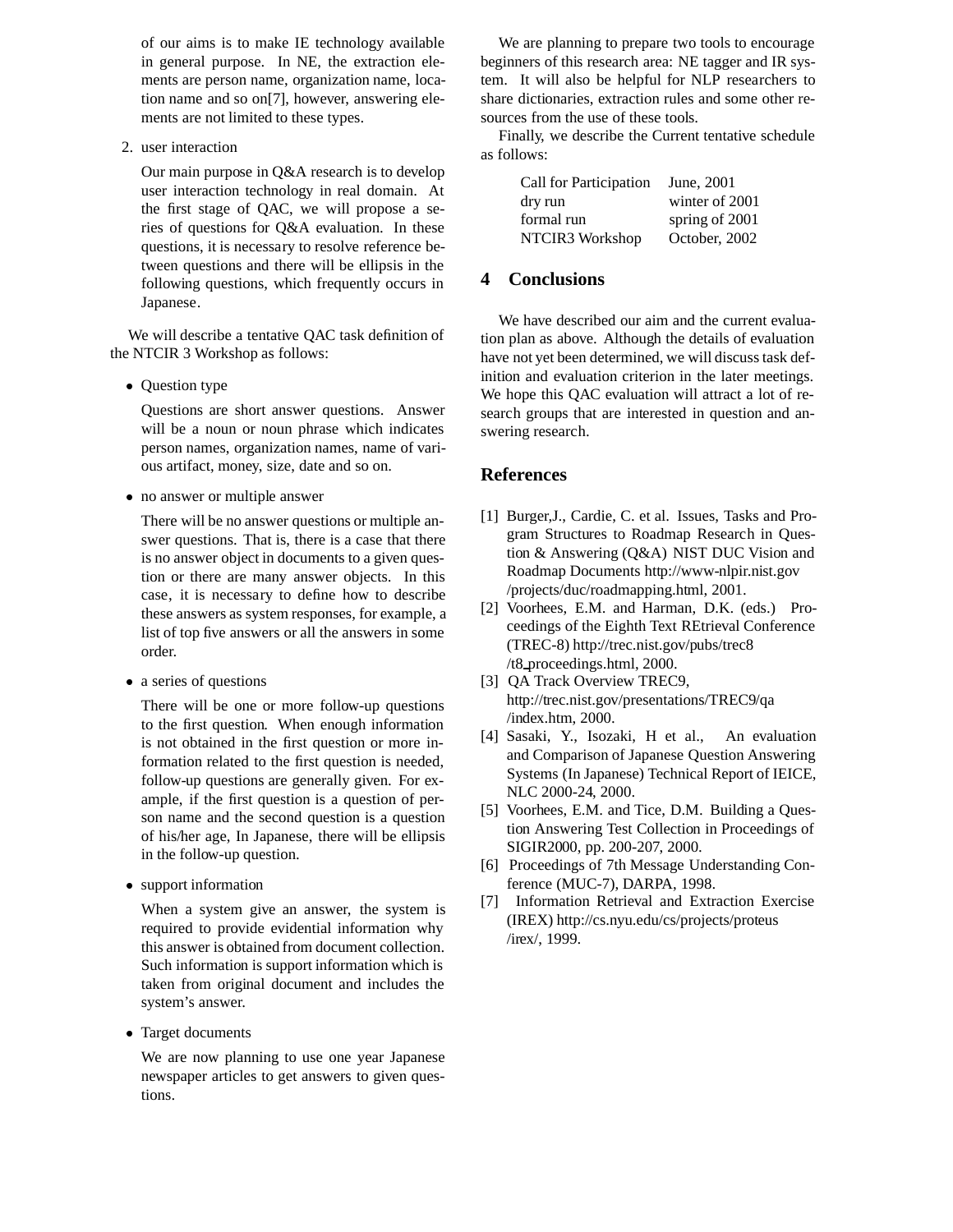of our aims is to make IE technology available in general purpose. In NE, the extraction elements are person name, organization name, location name and so on[7], however, answering elements are not limited to these types.

2. user interaction

   Our main purpose in Q&A research is to develop user interaction technology in real domain. At the first stage of QAC, we will propose a series of questions for Q&A evaluation. In these questions, it is necessary to resolve reference between questions and there will be ellipsis in the following questions, which frequently occurs in Japanese.

We will describe a tentative QAC task definition of the NTCIR 3 Workshop as follows:

- Question type

  Questions are short answer questions. Answer will be a noun or noun phrase which indicates person names, organization names, name of various artifact, money, size, date and so on.

- no answer or multiple answer

  There will be no answer questions or multiple answer questions. That is, there is a case that there is no answer object in documents to a given question or there are many answer objects. In this case, it is necessary to define how to describe these answers as system responses, for example, a list of top five answers or all the answers in some order.

- a series of questions

  There will be one or more follow-up questions to the first question. When enough information is not obtained in the first question or more information related to the first question is needed, follow-up questions are generally given. For example, if the first question is a question of person name and the second question is a question of his/her age, In Japanese, there will be ellipsis in the follow-up question.

- support information

  When a system give an answer, the system is required to provide evidential information why this answer is obtained from document collection. Such information is support information which is taken from original document and includes the system's answer.

- Target documents

  We are now planning to use one year Japanese newspaper articles to get answers to given questions.

We are planning to prepare two tools to encourage beginners of this research area: NE tagger and IR system. It will also be helpful for NLP researchers to share dictionaries, extraction rules and some other resources from the use of these tools.

Finally, we describe the Current tentative schedule as follows:

| | |
|---|---|
| Call for Participation | June, 2001 |
| dry run | winter of 2001 |
| formal run | spring of 2001 |
| NTCIR3 Workshop | October, 2002 |

## 4 Conclusions

We have described our aim and the current evaluation plan as above. Although the details of evaluation have not yet been determined, we will discuss task definition and evaluation criterion in the later meetings. We hope this QAC evaluation will attract a lot of research groups that are interested in question and answering research.

## References

[1] Burger,J., Cardie, C. et al. Issues, Tasks and Program Structures to Roadmap Research in Question & Answering (Q&A) NIST DUC Vision and Roadmap Documents http://www-nlpir.nist.gov /projects/duc/roadmapping.html, 2001.

[2] Voorhees, E.M. and Harman, D.K. (eds.) Proceedings of the Eighth Text REtrieval Conference (TREC-8) http://trec.nist.gov/pubs/trec8 /t8_proceedings.html, 2000.

[3] QA Track Overview TREC9, http://trec.nist.gov/presentations/TREC9/qa /index.htm, 2000.

[4] Sasaki, Y., Isozaki, H et al., An evaluation and Comparison of Japanese Question Answering Systems (In Japanese) Technical Report of IEICE, NLC 2000-24, 2000.

[5] Voorhees, E.M. and Tice, D.M. Building a Question Answering Test Collection in Proceedings of SIGIR2000, pp. 200-207, 2000.

[6] Proceedings of 7th Message Understanding Conference (MUC-7), DARPA, 1998.

[7] Information Retrieval and Extraction Exercise (IREX) http://cs.nyu.edu/cs/projects/proteus /irex/, 1999.